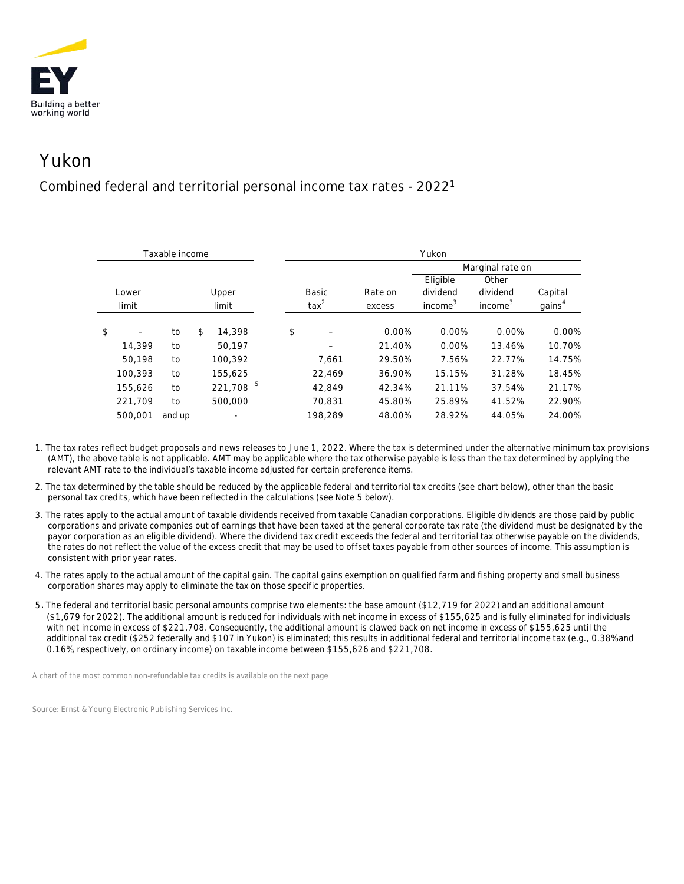# Yukon

## Combined federal and territorial personal income tax rates - 2022[1]

| Taxable income | | | | Yukon | | | | |
|---|---|---|---|---|---|---|---|---|
| | | | | | | Marginal rate on | | |
| Lower limit | | Upper limit | | Basic tax[2] | Rate on excess | Eligible dividend income[3] | Other dividend income[3] | Capital gains[4] |
| $ – | to | $ 14,398 | | $ – | 0.00% | 0.00% | 0.00% | 0.00% |
| 14,399 | to | 50,197 | | – | 21.40% | 0.00% | 13.46% | 10.70% |
| 50,198 | to | 100,392 | | 7,661 | 29.50% | 7.56% | 22.77% | 14.75% |
| 100,393 | to | 155,625 | | 22,469 | 36.90% | 15.15% | 31.28% | 18.45% |
| 155,626 | to | 221,708 [5] | | 42,849 | 42.34% | 21.11% | 37.54% | 21.17% |
| 221,709 | to | 500,000 | | 70,831 | 45.80% | 25.89% | 41.52% | 22.90% |
| 500,001 | and up | - | | 198,289 | 48.00% | 28.92% | 44.05% | 24.00% |

1. The tax rates reflect budget proposals and news releases to June 1, 2022. Where the tax is determined under the alternative minimum tax provisions (AMT), the above table is not applicable. AMT may be applicable where the tax otherwise payable is less than the tax determined by applying the relevant AMT rate to the individual's taxable income adjusted for certain preference items.

2. The tax determined by the table should be reduced by the applicable federal and territorial tax credits (see chart below), other than the basic personal tax credits, which have been reflected in the calculations (see Note 5 below).

3. The rates apply to the actual amount of taxable dividends received from taxable Canadian corporations. Eligible dividends are those paid by public corporations and private companies out of earnings that have been taxed at the general corporate tax rate (the dividend must be designated by the payor corporation as an eligible dividend). Where the dividend tax credit exceeds the federal and territorial tax otherwise payable on the dividends, the rates do not reflect the value of the excess credit that may be used to offset taxes payable from other sources of income. This assumption is consistent with prior year rates.

4. The rates apply to the actual amount of the capital gain. The capital gains exemption on qualified farm and fishing property and small business corporation shares may apply to eliminate the tax on those specific properties.

5. The federal and territorial basic personal amounts comprise two elements: the base amount ($12,719 for 2022) and an additional amount ($1,679 for 2022). The additional amount is reduced for individuals with net income in excess of $155,625 and is fully eliminated for individuals with net income in excess of $221,708. Consequently, the additional amount is clawed back on net income in excess of $155,625 until the additional tax credit ($252 federally and $107 in Yukon) is eliminated; this results in additional federal and territorial income tax (e.g., 0.38% and 0.16%, respectively, on ordinary income) on taxable income between $155,626 and $221,708.

A chart of the most common non-refundable tax credits is available on the next page

Source: Ernst & Young Electronic Publishing Services Inc.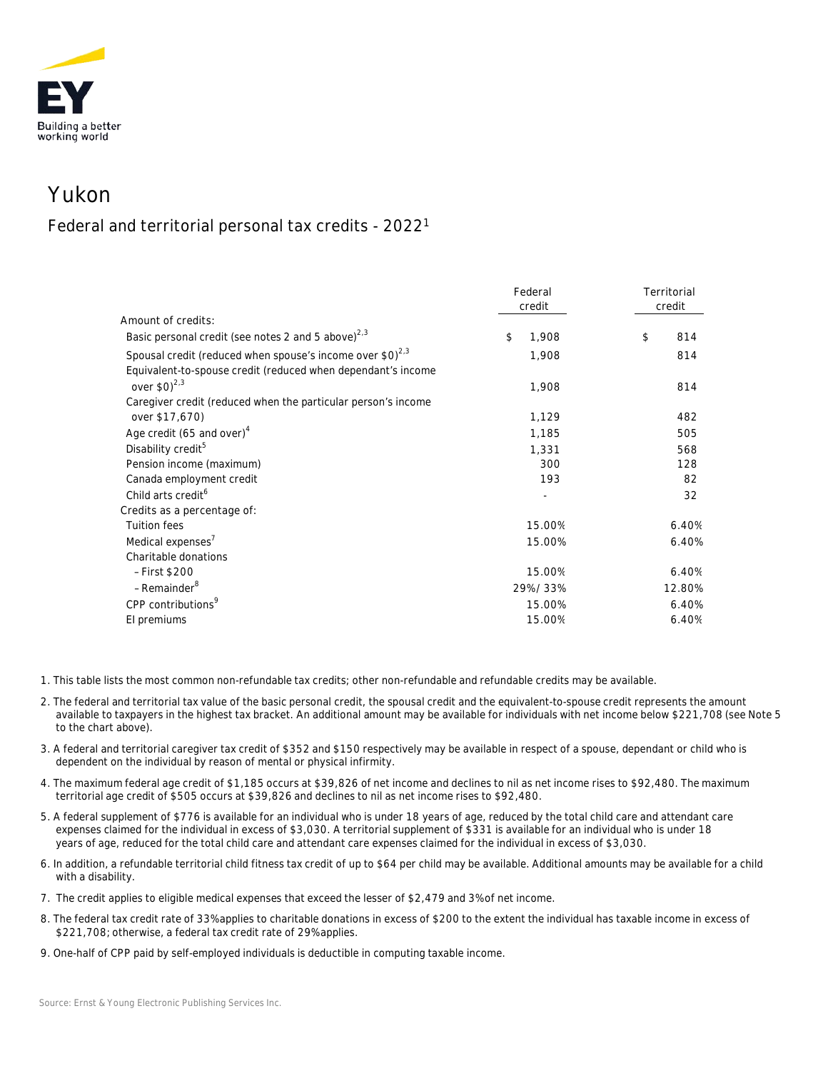# Yukon

## Federal and territorial personal tax credits - 2022[1]

| | Federal credit | Territorial credit |
|---|---|---|
| Amount of credits: | | |
| Basic personal credit (see notes 2 and 5 above)[2,3] | $ 1,908 | $ 814 |
| Spousal credit (reduced when spouse's income over $0)[2,3] | 1,908 | 814 |
| Equivalent-to-spouse credit (reduced when dependant's income over $0)[2,3] | 1,908 | 814 |
| Caregiver credit (reduced when the particular person's income over $17,670) | 1,129 | 482 |
| Age credit (65 and over)[4] | 1,185 | 505 |
| Disability credit[5] | 1,331 | 568 |
| Pension income (maximum) | 300 | 128 |
| Canada employment credit | 193 | 82 |
| Child arts credit[6] | - | 32 |
| Credits as a percentage of: | | |
| Tuition fees | 15.00% | 6.40% |
| Medical expenses[7] | 15.00% | 6.40% |
| Charitable donations | | |
| – First $200 | 15.00% | 6.40% |
| – Remainder[8] | 29%/ 33% | 12.80% |
| CPP contributions[9] | 15.00% | 6.40% |
| EI premiums | 15.00% | 6.40% |

1. This table lists the most common non-refundable tax credits; other non-refundable and refundable credits may be available.
2. The federal and territorial tax value of the basic personal credit, the spousal credit and the equivalent-to-spouse credit represents the amount available to taxpayers in the highest tax bracket. An additional amount may be available for individuals with net income below $221,708 (see Note 5 to the chart above).
3. A federal and territorial caregiver tax credit of $352 and $150 respectively may be available in respect of a spouse, dependant or child who is dependent on the individual by reason of mental or physical infirmity.
4. The maximum federal age credit of $1,185 occurs at $39,826 of net income and declines to nil as net income rises to $92,480. The maximum territorial age credit of $505 occurs at $39,826 and declines to nil as net income rises to $92,480.
5. A federal supplement of $776 is available for an individual who is under 18 years of age, reduced by the total child care and attendant care expenses claimed for the individual in excess of $3,030. A territorial supplement of $331 is available for an individual who is under 18 years of age, reduced for the total child care and attendant care expenses claimed for the individual in excess of $3,030.
6. In addition, a refundable territorial child fitness tax credit of up to $64 per child may be available. Additional amounts may be available for a child with a disability.
7. The credit applies to eligible medical expenses that exceed the lesser of $2,479 and 3% of net income.
8. The federal tax credit rate of 33% applies to charitable donations in excess of $200 to the extent the individual has taxable income in excess of $221,708; otherwise, a federal tax credit rate of 29% applies.
9. One-half of CPP paid by self-employed individuals is deductible in computing taxable income.

Source: Ernst & Young Electronic Publishing Services Inc.